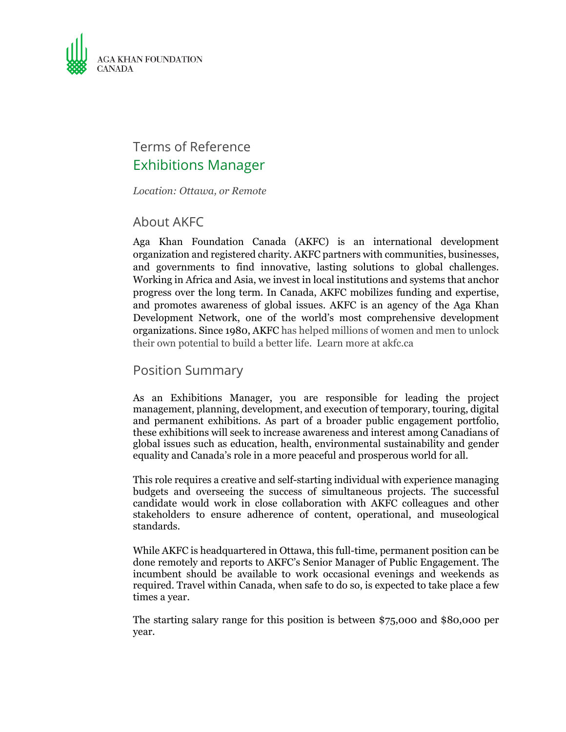AGA KHAN FOUNDATION
CANADA

# Terms of Reference

## Exhibitions Manager

*Location: Ottawa, or Remote*

## About AKFC

Aga Khan Foundation Canada (AKFC) is an international development organization and registered charity. AKFC partners with communities, businesses, and governments to find innovative, lasting solutions to global challenges. Working in Africa and Asia, we invest in local institutions and systems that anchor progress over the long term. In Canada, AKFC mobilizes funding and expertise, and promotes awareness of global issues. AKFC is an agency of the Aga Khan Development Network, one of the world's most comprehensive development organizations. Since 1980, AKFC has helped millions of women and men to unlock their own potential to build a better life. Learn more at akfc.ca

## Position Summary

As an Exhibitions Manager, you are responsible for leading the project management, planning, development, and execution of temporary, touring, digital and permanent exhibitions. As part of a broader public engagement portfolio, these exhibitions will seek to increase awareness and interest among Canadians of global issues such as education, health, environmental sustainability and gender equality and Canada's role in a more peaceful and prosperous world for all.

This role requires a creative and self-starting individual with experience managing budgets and overseeing the success of simultaneous projects. The successful candidate would work in close collaboration with AKFC colleagues and other stakeholders to ensure adherence of content, operational, and museological standards.

While AKFC is headquartered in Ottawa, this full-time, permanent position can be done remotely and reports to AKFC's Senior Manager of Public Engagement. The incumbent should be available to work occasional evenings and weekends as required. Travel within Canada, when safe to do so, is expected to take place a few times a year.

The starting salary range for this position is between $75,000 and $80,000 per year.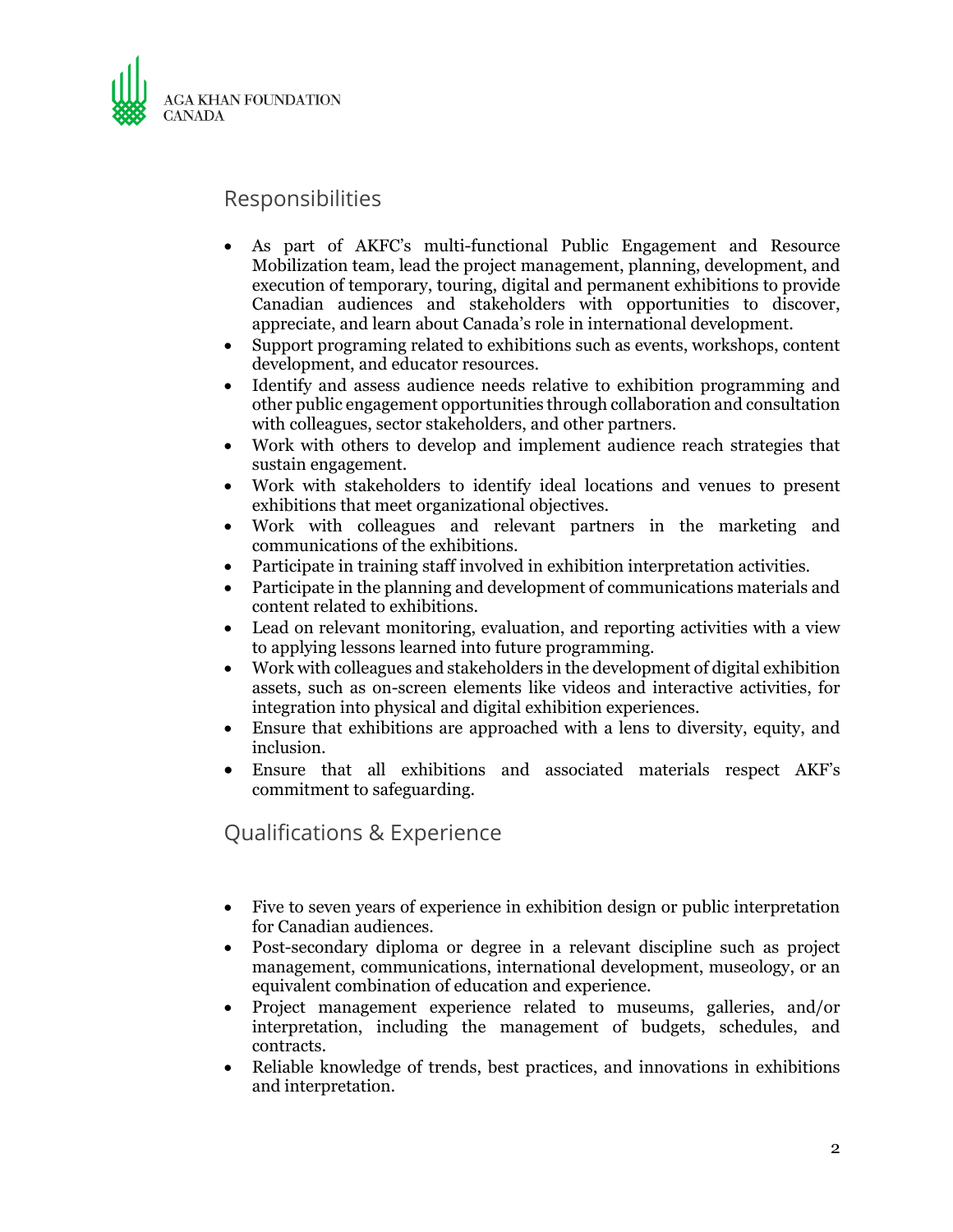## Responsibilities

- As part of AKFC's multi-functional Public Engagement and Resource Mobilization team, lead the project management, planning, development, and execution of temporary, touring, digital and permanent exhibitions to provide Canadian audiences and stakeholders with opportunities to discover, appreciate, and learn about Canada's role in international development.
- Support programing related to exhibitions such as events, workshops, content development, and educator resources.
- Identify and assess audience needs relative to exhibition programming and other public engagement opportunities through collaboration and consultation with colleagues, sector stakeholders, and other partners.
- Work with others to develop and implement audience reach strategies that sustain engagement.
- Work with stakeholders to identify ideal locations and venues to present exhibitions that meet organizational objectives.
- Work with colleagues and relevant partners in the marketing and communications of the exhibitions.
- Participate in training staff involved in exhibition interpretation activities.
- Participate in the planning and development of communications materials and content related to exhibitions.
- Lead on relevant monitoring, evaluation, and reporting activities with a view to applying lessons learned into future programming.
- Work with colleagues and stakeholders in the development of digital exhibition assets, such as on-screen elements like videos and interactive activities, for integration into physical and digital exhibition experiences.
- Ensure that exhibitions are approached with a lens to diversity, equity, and inclusion.
- Ensure that all exhibitions and associated materials respect AKF's commitment to safeguarding.

## Qualifications & Experience

- Five to seven years of experience in exhibition design or public interpretation for Canadian audiences.
- Post-secondary diploma or degree in a relevant discipline such as project management, communications, international development, museology, or an equivalent combination of education and experience.
- Project management experience related to museums, galleries, and/or interpretation, including the management of budgets, schedules, and contracts.
- Reliable knowledge of trends, best practices, and innovations in exhibitions and interpretation.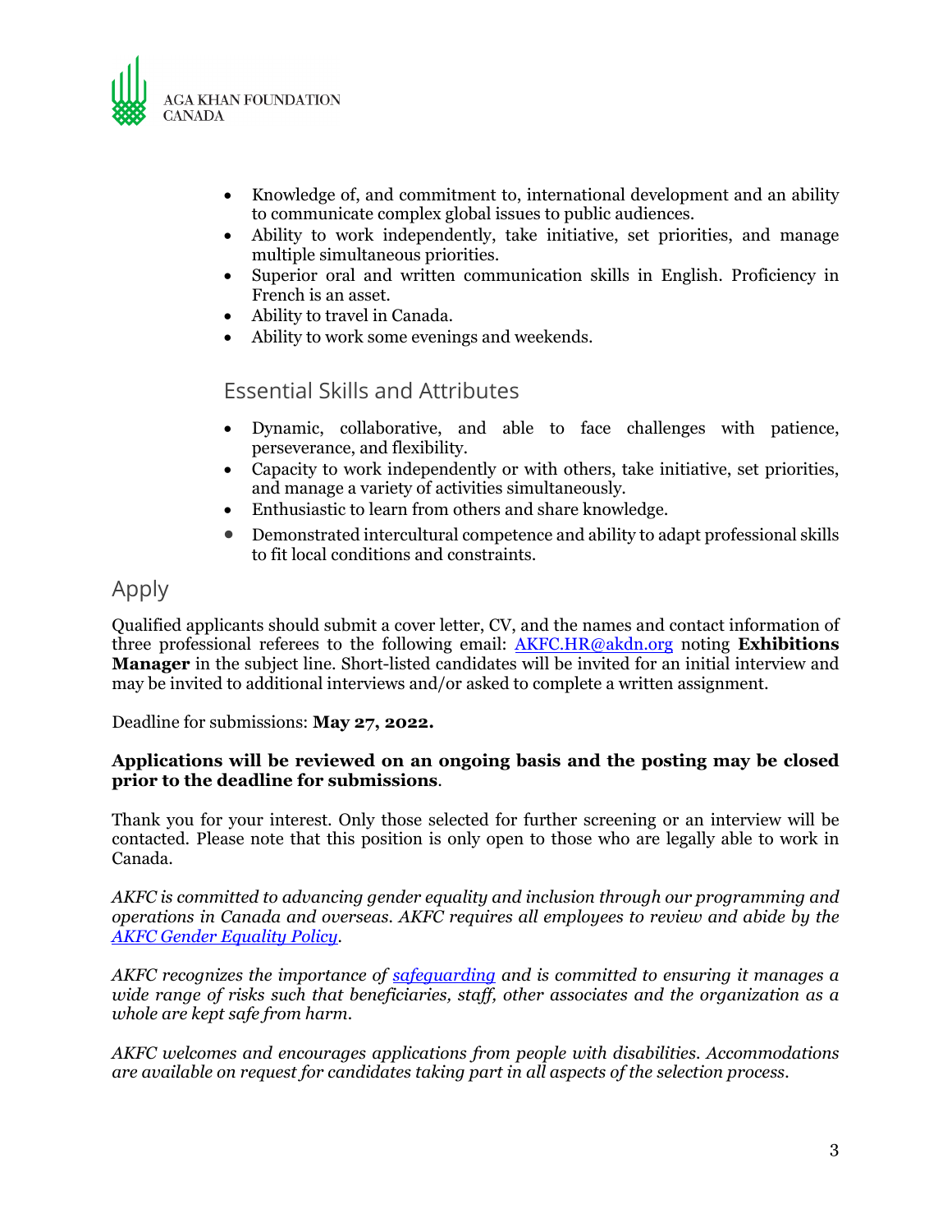- Knowledge of, and commitment to, international development and an ability to communicate complex global issues to public audiences.
- Ability to work independently, take initiative, set priorities, and manage multiple simultaneous priorities.
- Superior oral and written communication skills in English. Proficiency in French is an asset.
- Ability to travel in Canada.
- Ability to work some evenings and weekends.

### Essential Skills and Attributes

- Dynamic, collaborative, and able to face challenges with patience, perseverance, and flexibility.
- Capacity to work independently or with others, take initiative, set priorities, and manage a variety of activities simultaneously.
- Enthusiastic to learn from others and share knowledge.
- Demonstrated intercultural competence and ability to adapt professional skills to fit local conditions and constraints.

## Apply

Qualified applicants should submit a cover letter, CV, and the names and contact information of three professional referees to the following email: [AKFC.HR@akdn.org](mailto:AKFC.HR@akdn.org) noting **Exhibitions Manager** in the subject line. Short-listed candidates will be invited for an initial interview and may be invited to additional interviews and/or asked to complete a written assignment.

Deadline for submissions: **May 27, 2022.**

**Applications will be reviewed on an ongoing basis and the posting may be closed prior to the deadline for submissions**.

Thank you for your interest. Only those selected for further screening or an interview will be contacted. Please note that this position is only open to those who are legally able to work in Canada.

*AKFC is committed to advancing gender equality and inclusion through our programming and operations in Canada and overseas. AKFC requires all employees to review and abide by the [AKFC Gender Equality Policy](#).*

*AKFC recognizes the importance of [safeguarding](#) and is committed to ensuring it manages a wide range of risks such that beneficiaries, staff, other associates and the organization as a whole are kept safe from harm.*

*AKFC welcomes and encourages applications from people with disabilities. Accommodations are available on request for candidates taking part in all aspects of the selection process.*